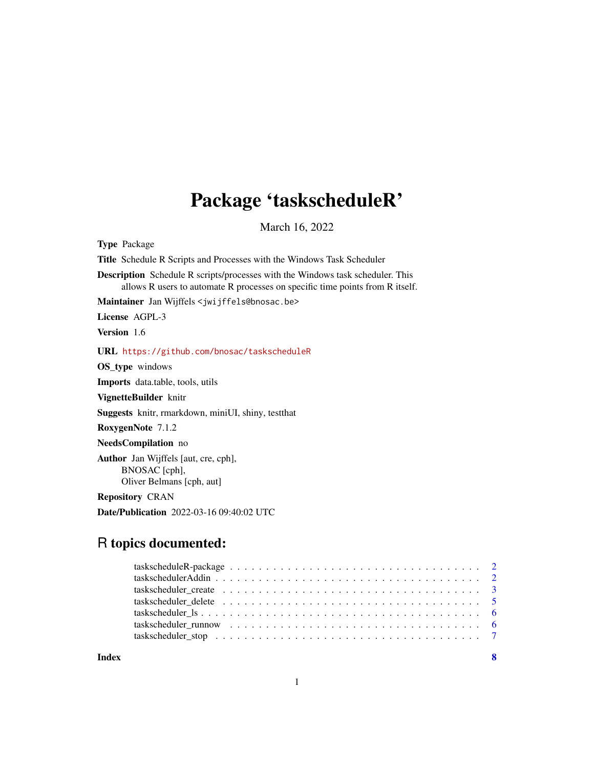# Package 'taskscheduleR'

March 16, 2022

**Type** Package

**Title** Schedule R Scripts and Processes with the Windows Task Scheduler

**Description** Schedule R scripts/processes with the Windows task scheduler. This allows R users to automate R processes on specific time points from R itself.

**Maintainer** Jan Wijffels <jwijffels@bnosac.be>

**License** AGPL-3

**Version** 1.6

**URL** https://github.com/bnosac/taskscheduleR

**OS_type** windows

**Imports** data.table, tools, utils

**VignetteBuilder** knitr

**Suggests** knitr, rmarkdown, miniUI, shiny, testthat

**RoxygenNote** 7.1.2

**NeedsCompilation** no

**Author** Jan Wijffels [aut, cre, cph],
BNOSAC [cph],
Oliver Belmans [cph, aut]

**Repository** CRAN

**Date/Publication** 2022-03-16 09:40:02 UTC

## R topics documented:

- taskscheduleR-package . . . . . . . . . . 2
- taskschedulerAddin . . . . . . . . . . 2
- taskscheduler_create . . . . . . . . . . 3
- taskscheduler_delete . . . . . . . . . . 5
- taskscheduler_ls . . . . . . . . . . 6
- taskscheduler_runnow . . . . . . . . . . 6
- taskscheduler_stop . . . . . . . . . . 7

**Index** 8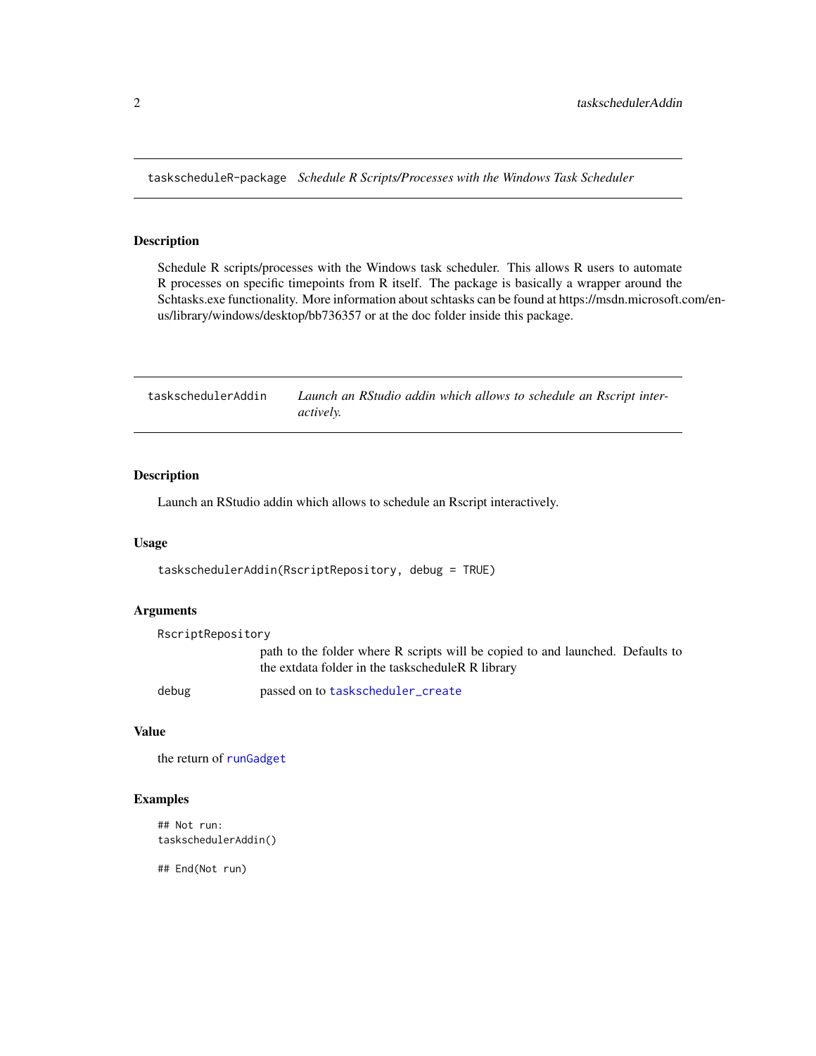## taskscheduleR-package *Schedule R Scripts/Processes with the Windows Task Scheduler*

### Description

Schedule R scripts/processes with the Windows task scheduler. This allows R users to automate R processes on specific timepoints from R itself. The package is basically a wrapper around the Schtasks.exe functionality. More information about schtasks can be found at https://msdn.microsoft.com/en-us/library/windows/desktop/bb736357 or at the doc folder inside this package.

## taskschedulerAddin *Launch an RStudio addin which allows to schedule an Rscript interactively.*

### Description

Launch an RStudio addin which allows to schedule an Rscript interactively.

### Usage

```
taskschedulerAddin(RscriptRepository, debug = TRUE)
```

### Arguments

| | |
|---|---|
| RscriptRepository | path to the folder where R scripts will be copied to and launched. Defaults to the extdata folder in the taskscheduleR R library |
| debug | passed on to taskscheduler_create |

### Value

the return of runGadget

### Examples

```
## Not run:
taskschedulerAddin()

## End(Not run)
```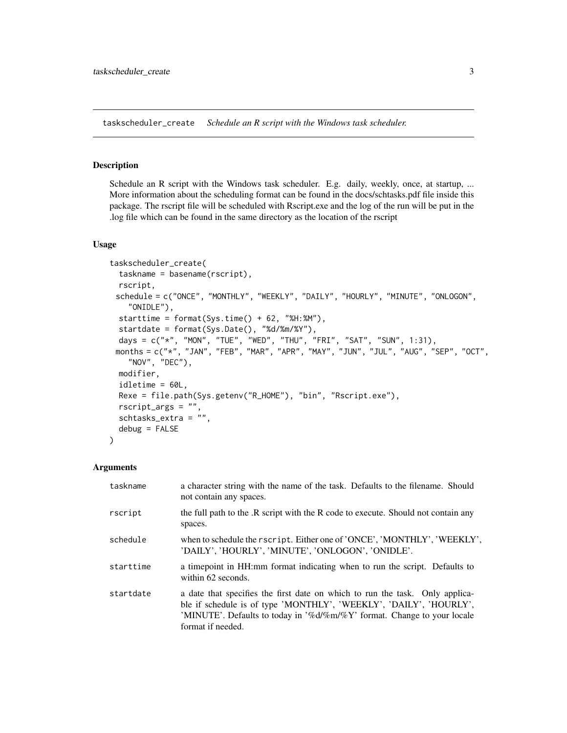## taskscheduler_create    *Schedule an R script with the Windows task scheduler.*

### Description

Schedule an R script with the Windows task scheduler. E.g. daily, weekly, once, at startup, ... More information about the scheduling format can be found in the docs/schtasks.pdf file inside this package. The rscript file will be scheduled with Rscript.exe and the log of the run will be put in the .log file which can be found in the same directory as the location of the rscript

### Usage

```
taskscheduler_create(
  taskname = basename(rscript),
  rscript,
  schedule = c("ONCE", "MONTHLY", "WEEKLY", "DAILY", "HOURLY", "MINUTE", "ONLOGON",
    "ONIDLE"),
  starttime = format(Sys.time() + 62, "%H:%M"),
  startdate = format(Sys.Date(), "%d/%m/%Y"),
  days = c("*", "MON", "TUE", "WED", "THU", "FRI", "SAT", "SUN", 1:31),
  months = c("*", "JAN", "FEB", "MAR", "APR", "MAY", "JUN", "JUL", "AUG", "SEP", "OCT",
    "NOV", "DEC"),
  modifier,
  idletime = 60L,
  Rexe = file.path(Sys.getenv("R_HOME"), "bin", "Rscript.exe"),
  rscript_args = "",
  schtasks_extra = "",
  debug = FALSE
)
```

### Arguments

| | |
|---|---|
| `taskname` | a character string with the name of the task. Defaults to the filename. Should not contain any spaces. |
| `rscript` | the full path to the .R script with the R code to execute. Should not contain any spaces. |
| `schedule` | when to schedule the `rscript`. Either one of 'ONCE', 'MONTHLY', 'WEEKLY', 'DAILY', 'HOURLY', 'MINUTE', 'ONLOGON', 'ONIDLE'. |
| `starttime` | a timepoint in HH:mm format indicating when to run the script. Defaults to within 62 seconds. |
| `startdate` | a date that specifies the first date on which to run the task. Only applicable if schedule is of type 'MONTHLY', 'WEEKLY', 'DAILY', 'HOURLY', 'MINUTE'. Defaults to today in '%d/%m/%Y' format. Change to your locale format if needed. |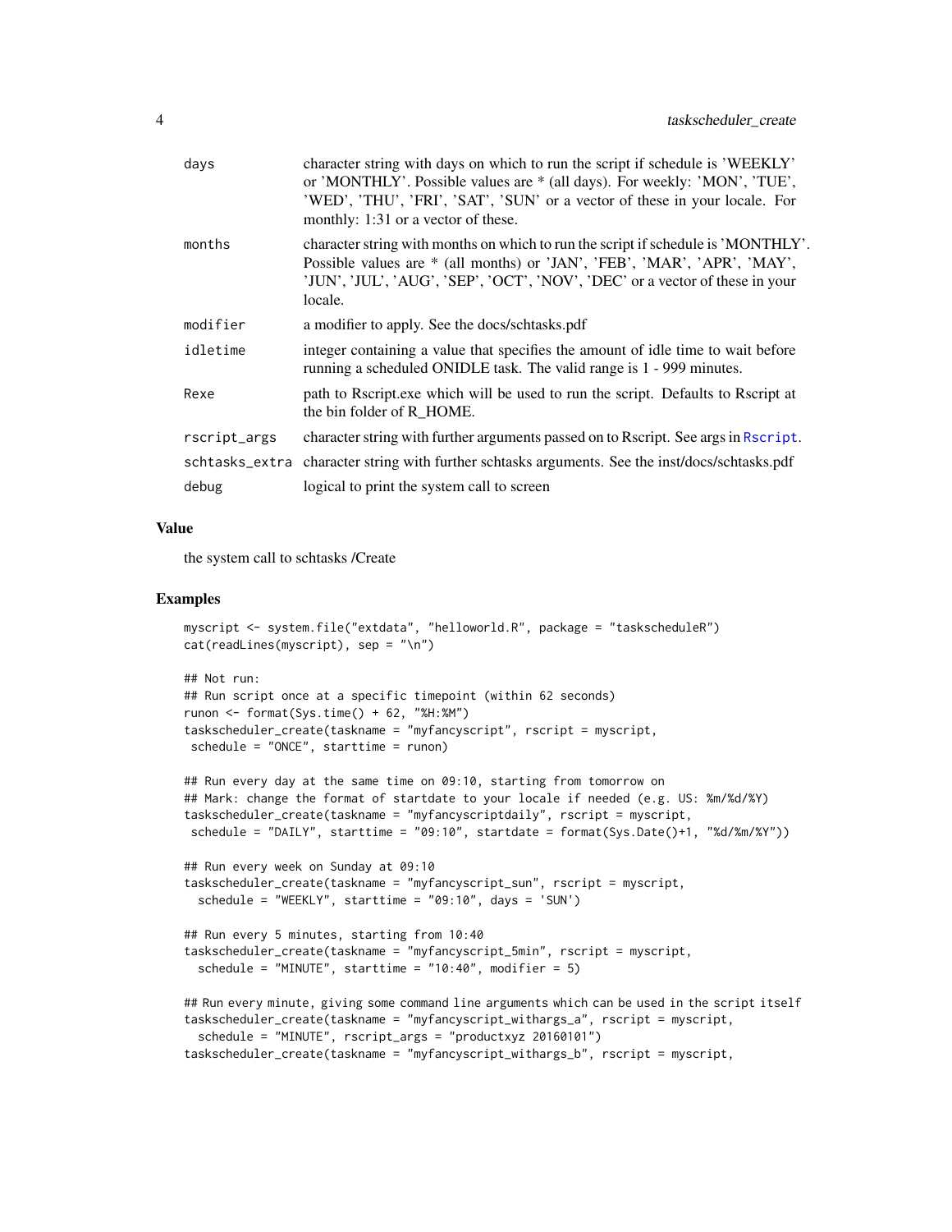| | |
|---|---|
| days | character string with days on which to run the script if schedule is 'WEEKLY' or 'MONTHLY'. Possible values are * (all days). For weekly: 'MON', 'TUE', 'WED', 'THU', 'FRI', 'SAT', 'SUN' or a vector of these in your locale. For monthly: 1:31 or a vector of these. |
| months | character string with months on which to run the script if schedule is 'MONTHLY'. Possible values are * (all months) or 'JAN', 'FEB', 'MAR', 'APR', 'MAY', 'JUN', 'JUL', 'AUG', 'SEP', 'OCT', 'NOV', 'DEC' or a vector of these in your locale. |
| modifier | a modifier to apply. See the docs/schtasks.pdf |
| idletime | integer containing a value that specifies the amount of idle time to wait before running a scheduled ONIDLE task. The valid range is 1 - 999 minutes. |
| Rexe | path to Rscript.exe which will be used to run the script. Defaults to Rscript at the bin folder of R_HOME. |
| rscript_args | character string with further arguments passed on to Rscript. See args in Rscript. |
| schtasks_extra | character string with further schtasks arguments. See the inst/docs/schtasks.pdf |
| debug | logical to print the system call to screen |

### Value

the system call to schtasks /Create

### Examples

```
myscript <- system.file("extdata", "helloworld.R", package = "taskscheduleR")
cat(readLines(myscript), sep = "\n")

## Not run:
## Run script once at a specific timepoint (within 62 seconds)
runon <- format(Sys.time() + 62, "%H:%M")
taskscheduler_create(taskname = "myfancyscript", rscript = myscript,
 schedule = "ONCE", starttime = runon)

## Run every day at the same time on 09:10, starting from tomorrow on
## Mark: change the format of startdate to your locale if needed (e.g. US: %m/%d/%Y)
taskscheduler_create(taskname = "myfancyscriptdaily", rscript = myscript,
 schedule = "DAILY", starttime = "09:10", startdate = format(Sys.Date()+1, "%d/%m/%Y"))

## Run every week on Sunday at 09:10
taskscheduler_create(taskname = "myfancyscript_sun", rscript = myscript,
  schedule = "WEEKLY", starttime = "09:10", days = 'SUN')

## Run every 5 minutes, starting from 10:40
taskscheduler_create(taskname = "myfancyscript_5min", rscript = myscript,
  schedule = "MINUTE", starttime = "10:40", modifier = 5)

## Run every minute, giving some command line arguments which can be used in the script itself
taskscheduler_create(taskname = "myfancyscript_withargs_a", rscript = myscript,
  schedule = "MINUTE", rscript_args = "productxyz 20160101")
taskscheduler_create(taskname = "myfancyscript_withargs_b", rscript = myscript,
```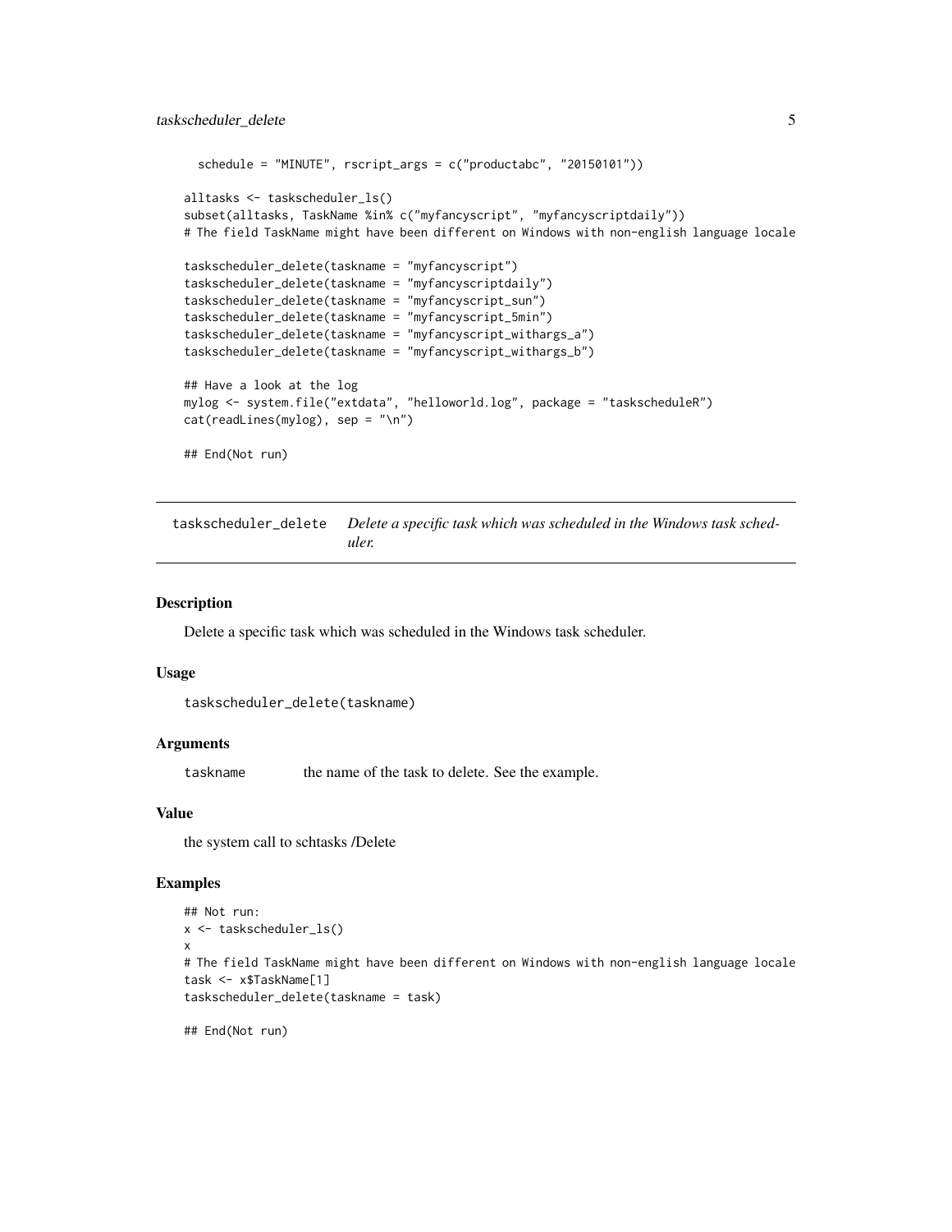```
  schedule = "MINUTE", rscript_args = c("productabc", "20150101"))

alltasks <- taskscheduler_ls()
subset(alltasks, TaskName %in% c("myfancyscript", "myfancyscriptdaily"))
# The field TaskName might have been different on Windows with non-english language locale

taskscheduler_delete(taskname = "myfancyscript")
taskscheduler_delete(taskname = "myfancyscriptdaily")
taskscheduler_delete(taskname = "myfancyscript_sun")
taskscheduler_delete(taskname = "myfancyscript_5min")
taskscheduler_delete(taskname = "myfancyscript_withargs_a")
taskscheduler_delete(taskname = "myfancyscript_withargs_b")

## Have a look at the log
mylog <- system.file("extdata", "helloworld.log", package = "taskscheduleR")
cat(readLines(mylog), sep = "\n")

## End(Not run)
```

## taskscheduler_delete — *Delete a specific task which was scheduled in the Windows task scheduler.*

### Description

Delete a specific task which was scheduled in the Windows task scheduler.

### Usage

```
taskscheduler_delete(taskname)
```

### Arguments

| | |
|---|---|
| taskname | the name of the task to delete. See the example. |

### Value

the system call to schtasks /Delete

### Examples

```
## Not run:
x <- taskscheduler_ls()
x
# The field TaskName might have been different on Windows with non-english language locale
task <- x$TaskName[1]
taskscheduler_delete(taskname = task)

## End(Not run)
```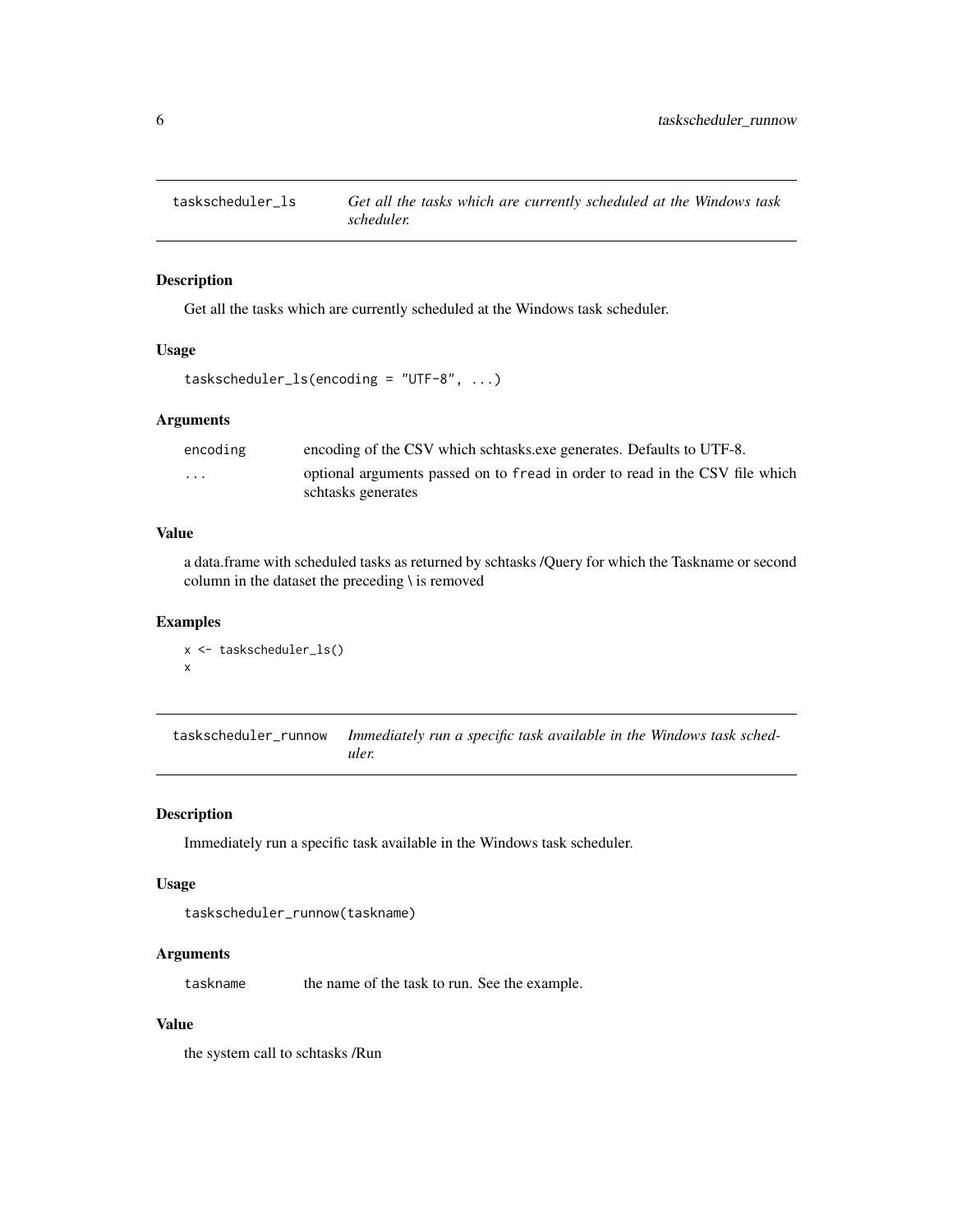## taskscheduler_ls — *Get all the tasks which are currently scheduled at the Windows task scheduler.*

### Description

Get all the tasks which are currently scheduled at the Windows task scheduler.

### Usage

```
taskscheduler_ls(encoding = "UTF-8", ...)
```

### Arguments

| | |
|---|---|
| encoding | encoding of the CSV which schtasks.exe generates. Defaults to UTF-8. |
| ... | optional arguments passed on to fread in order to read in the CSV file which schtasks generates |

### Value

a data.frame with scheduled tasks as returned by schtasks /Query for which the Taskname or second column in the dataset the preceding \ is removed

### Examples

```
x <- taskscheduler_ls()
x
```

## taskscheduler_runnow — *Immediately run a specific task available in the Windows task scheduler.*

### Description

Immediately run a specific task available in the Windows task scheduler.

### Usage

```
taskscheduler_runnow(taskname)
```

### Arguments

| | |
|---|---|
| taskname | the name of the task to run. See the example. |

### Value

the system call to schtasks /Run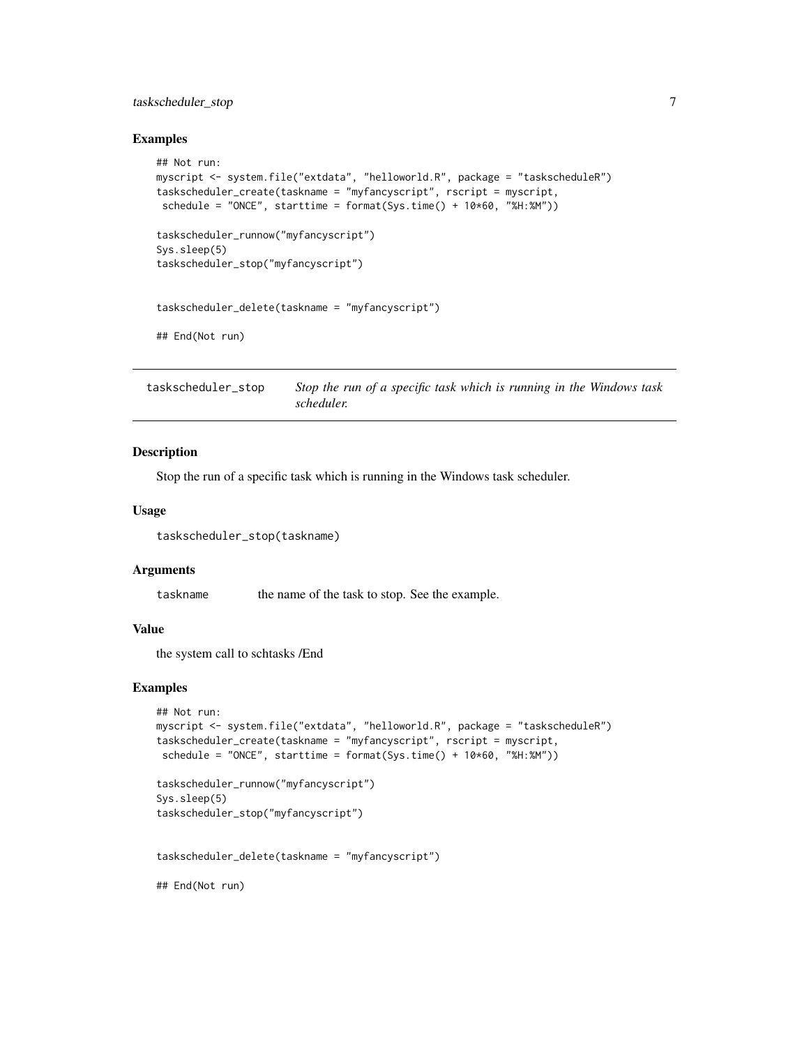### Examples

```
## Not run:
myscript <- system.file("extdata", "helloworld.R", package = "taskscheduleR")
taskscheduler_create(taskname = "myfancyscript", rscript = myscript,
 schedule = "ONCE", starttime = format(Sys.time() + 10*60, "%H:%M"))

taskscheduler_runnow("myfancyscript")
Sys.sleep(5)
taskscheduler_stop("myfancyscript")


taskscheduler_delete(taskname = "myfancyscript")

## End(Not run)
```

## taskscheduler_stop

*Stop the run of a specific task which is running in the Windows task scheduler.*

### Description

Stop the run of a specific task which is running in the Windows task scheduler.

### Usage

```
taskscheduler_stop(taskname)
```

### Arguments

| | |
|---|---|
| taskname | the name of the task to stop. See the example. |

### Value

the system call to schtasks /End

### Examples

```
## Not run:
myscript <- system.file("extdata", "helloworld.R", package = "taskscheduleR")
taskscheduler_create(taskname = "myfancyscript", rscript = myscript,
 schedule = "ONCE", starttime = format(Sys.time() + 10*60, "%H:%M"))

taskscheduler_runnow("myfancyscript")
Sys.sleep(5)
taskscheduler_stop("myfancyscript")


taskscheduler_delete(taskname = "myfancyscript")

## End(Not run)
```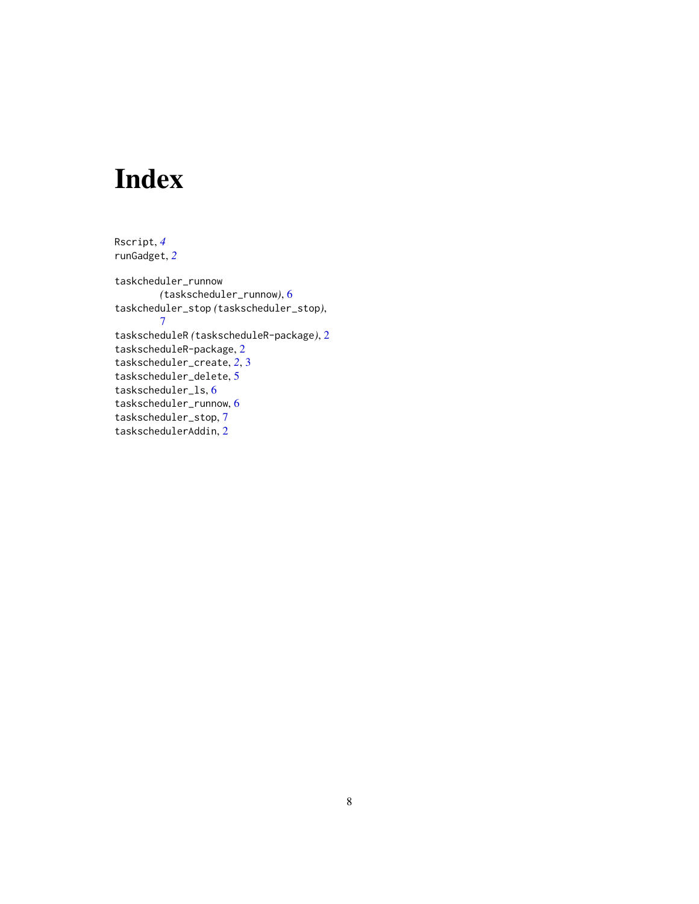# Index

Rscript, *4*
runGadget, *2*

taskcheduler_runnow
    *(*taskscheduler_runnow*)*, 6
taskcheduler_stop *(*taskscheduler_stop*)*,
    7
taskscheduleR *(*taskscheduleR-package*)*, 2
taskscheduleR-package, 2
taskscheduler_create, *2*, 3
taskscheduler_delete, 5
taskscheduler_ls, 6
taskscheduler_runnow, 6
taskscheduler_stop, 7
taskschedulerAddin, 2